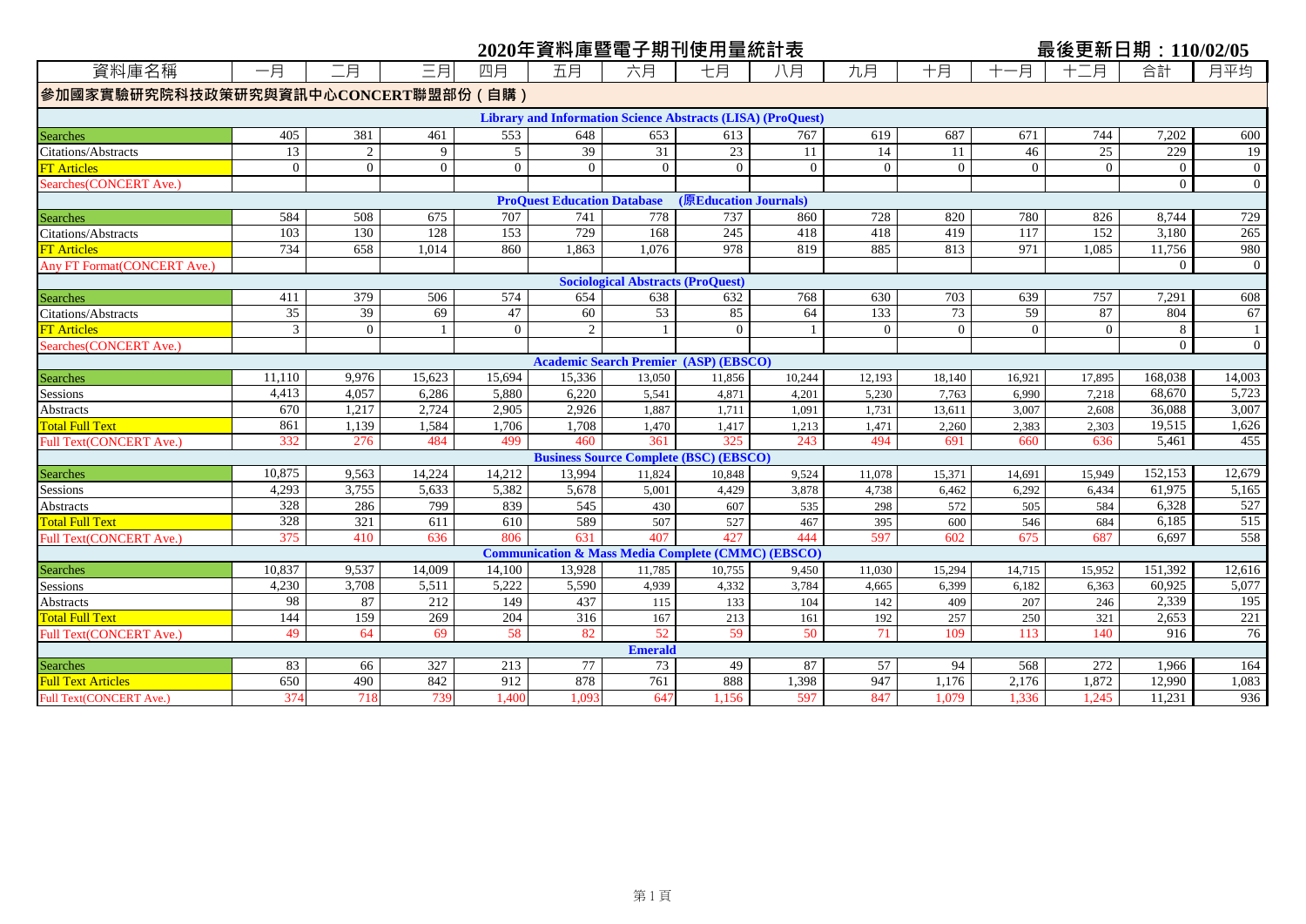# 2020年資料庫暨電子期刊使用量統計表

最後更新日期：110/02/05

| 資料庫名稱 | 一月 | 二月 | 三月 | 四月 | 五月 | 六月 | 七月 | 八月 | 九月 | 十月 | 十一月 | 十二月 | 合計 | 月平均 |
|---|---|---|---|---|---|---|---|---|---|---|---|---|---|---|
| **參加國家實驗研究院科技政策研究與資訊中心CONCERT聯盟部份（自購）** | | | | | | | | | | | | | | |
| **Library and Information Science Abstracts (LISA) (ProQuest)** | | | | | | | | | | | | | | |
| Searches | 405 | 381 | 461 | 553 | 648 | 653 | 613 | 767 | 619 | 687 | 671 | 744 | 7,202 | 600 |
| Citations/Abstracts | 13 | 2 | 9 | 5 | 39 | 31 | 23 | 11 | 14 | 11 | 46 | 25 | 229 | 19 |
| FT Articles | 0 | 0 | 0 | 0 | 0 | 0 | 0 | 0 | 0 | 0 | 0 | 0 | 0 | 0 |
| Searches(CONCERT Ave.) | | | | | | | | | | | | | 0 | 0 |
| **ProQuest Education Database (原Education Journals)** | | | | | | | | | | | | | | |
| Searches | 584 | 508 | 675 | 707 | 741 | 778 | 737 | 860 | 728 | 820 | 780 | 826 | 8,744 | 729 |
| Citations/Abstracts | 103 | 130 | 128 | 153 | 729 | 168 | 245 | 418 | 418 | 419 | 117 | 152 | 3,180 | 265 |
| FT Articles | 734 | 658 | 1,014 | 860 | 1,863 | 1,076 | 978 | 819 | 885 | 813 | 971 | 1,085 | 11,756 | 980 |
| Any FT Format(CONCERT Ave.) | | | | | | | | | | | | | 0 | 0 |
| **Sociological Abstracts (ProQuest)** | | | | | | | | | | | | | | |
| Searches | 411 | 379 | 506 | 574 | 654 | 638 | 632 | 768 | 630 | 703 | 639 | 757 | 7,291 | 608 |
| Citations/Abstracts | 35 | 39 | 69 | 47 | 60 | 53 | 85 | 64 | 133 | 73 | 59 | 87 | 804 | 67 |
| FT Articles | 3 | 0 | 1 | 0 | 2 | 1 | 0 | 1 | 0 | 0 | 0 | 0 | 8 | 1 |
| Searches(CONCERT Ave.) | | | | | | | | | | | | | 0 | 0 |
| **Academic Search Premier (ASP) (EBSCO)** | | | | | | | | | | | | | | |
| Searches | 11,110 | 9,976 | 15,623 | 15,694 | 15,336 | 13,050 | 11,856 | 10,244 | 12,193 | 18,140 | 16,921 | 17,895 | 168,038 | 14,003 |
| Sessions | 4,413 | 4,057 | 6,286 | 5,880 | 6,220 | 5,541 | 4,871 | 4,201 | 5,230 | 7,763 | 6,990 | 7,218 | 68,670 | 5,723 |
| Abstracts | 670 | 1,217 | 2,724 | 2,905 | 2,926 | 1,887 | 1,711 | 1,091 | 1,731 | 13,611 | 3,007 | 2,608 | 36,088 | 3,007 |
| Total Full Text | 861 | 1,139 | 1,584 | 1,706 | 1,708 | 1,470 | 1,417 | 1,213 | 1,471 | 2,260 | 2,383 | 2,303 | 19,515 | 1,626 |
| Full Text(CONCERT Ave.) | 332 | 276 | 484 | 499 | 460 | 361 | 325 | 243 | 494 | 691 | 660 | 636 | 5,461 | 455 |
| **Business Source Complete (BSC) (EBSCO)** | | | | | | | | | | | | | | |
| Searches | 10,875 | 9,563 | 14,224 | 14,212 | 13,994 | 11,824 | 10,848 | 9,524 | 11,078 | 15,371 | 14,691 | 15,949 | 152,153 | 12,679 |
| Sessions | 4,293 | 3,755 | 5,633 | 5,382 | 5,678 | 5,001 | 4,429 | 3,878 | 4,738 | 6,462 | 6,292 | 6,434 | 61,975 | 5,165 |
| Abstracts | 328 | 286 | 799 | 839 | 545 | 430 | 607 | 535 | 298 | 572 | 505 | 584 | 6,328 | 527 |
| Total Full Text | 328 | 321 | 611 | 610 | 589 | 507 | 527 | 467 | 395 | 600 | 546 | 684 | 6,185 | 515 |
| Full Text(CONCERT Ave.) | 375 | 410 | 636 | 806 | 631 | 407 | 427 | 444 | 597 | 602 | 675 | 687 | 6,697 | 558 |
| **Communication & Mass Media Complete (CMMC) (EBSCO)** | | | | | | | | | | | | | | |
| Searches | 10,837 | 9,537 | 14,009 | 14,100 | 13,928 | 11,785 | 10,755 | 9,450 | 11,030 | 15,294 | 14,715 | 15,952 | 151,392 | 12,616 |
| Sessions | 4,230 | 3,708 | 5,511 | 5,222 | 5,590 | 4,939 | 4,332 | 3,784 | 4,665 | 6,399 | 6,182 | 6,363 | 60,925 | 5,077 |
| Abstracts | 98 | 87 | 212 | 149 | 437 | 115 | 133 | 104 | 142 | 409 | 207 | 246 | 2,339 | 195 |
| Total Full Text | 144 | 159 | 269 | 204 | 316 | 167 | 213 | 161 | 192 | 257 | 250 | 321 | 2,653 | 221 |
| Full Text(CONCERT Ave.) | 49 | 64 | 69 | 58 | 82 | 52 | 59 | 50 | 71 | 109 | 113 | 140 | 916 | 76 |
| **Emerald** | | | | | | | | | | | | | | |
| Searches | 83 | 66 | 327 | 213 | 77 | 73 | 49 | 87 | 57 | 94 | 568 | 272 | 1,966 | 164 |
| Full Text Articles | 650 | 490 | 842 | 912 | 878 | 761 | 888 | 1,398 | 947 | 1,176 | 2,176 | 1,872 | 12,990 | 1,083 |
| Full Text(CONCERT Ave.) | 374 | 718 | 739 | 1,400 | 1,093 | 647 | 1,156 | 597 | 847 | 1,079 | 1,336 | 1,245 | 11,231 | 936 |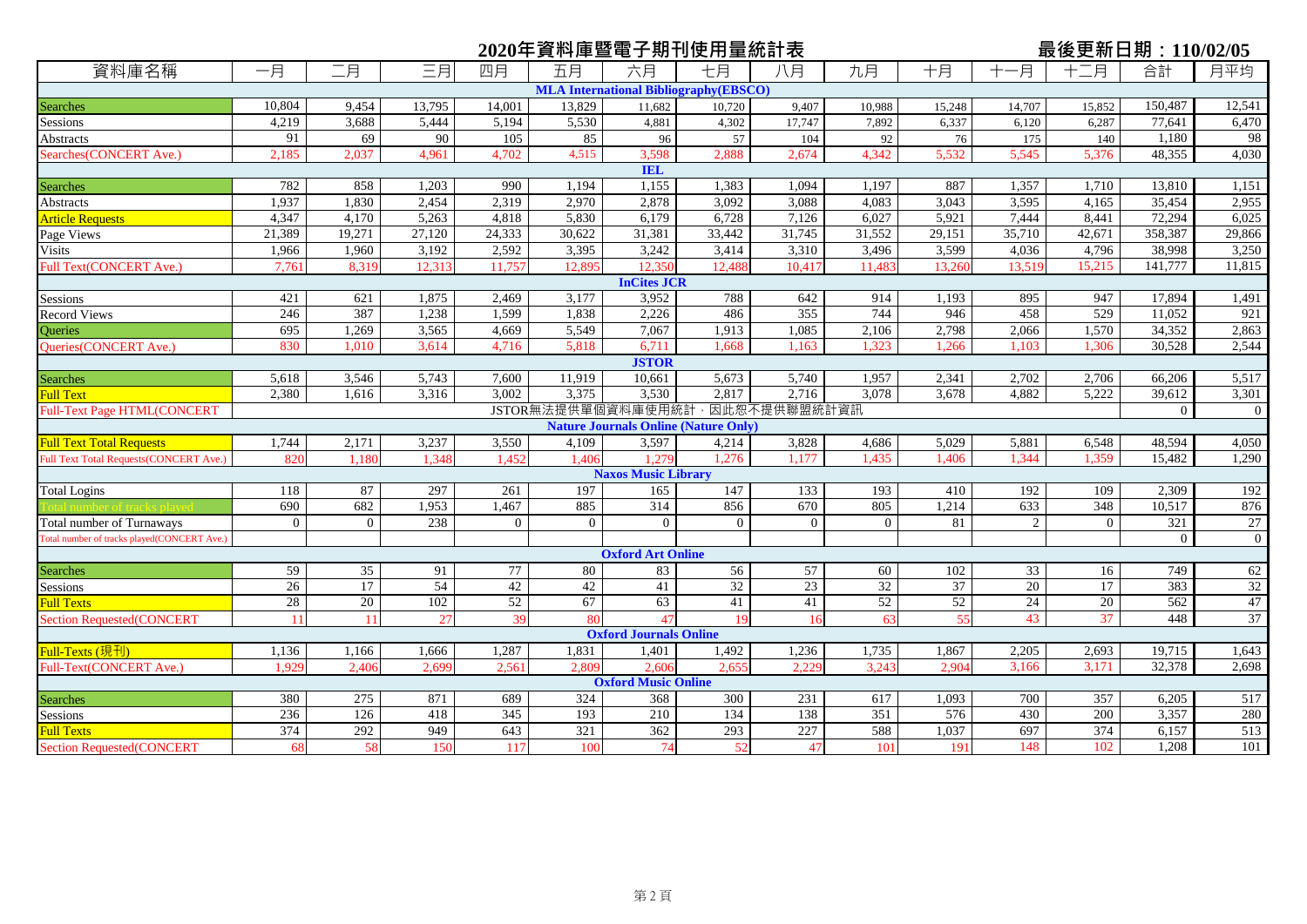# 2020年資料庫暨電子期刊使用量統計表

最後更新日期：110/02/05

| 資料庫名稱 | 一月 | 二月 | 三月 | 四月 | 五月 | 六月 | 七月 | 八月 | 九月 | 十月 | 十一月 | 十二月 | 合計 | 月平均 |
|---|---|---|---|---|---|---|---|---|---|---|---|---|---|---|
| **MLA International Bibliography(EBSCO)** | | | | | | | | | | | | | | |
| Searches | 10,804 | 9,454 | 13,795 | 14,001 | 13,829 | 11,682 | 10,720 | 9,407 | 10,988 | 15,248 | 14,707 | 15,852 | 150,487 | 12,541 |
| Sessions | 4,219 | 3,688 | 5,444 | 5,194 | 5,530 | 4,881 | 4,302 | 17,747 | 7,892 | 6,337 | 6,120 | 6,287 | 77,641 | 6,470 |
| Abstracts | 91 | 69 | 90 | 105 | 85 | 96 | 57 | 104 | 92 | 76 | 175 | 140 | 1,180 | 98 |
| Searches(CONCERT Ave.) | 2,185 | 2,037 | 4,961 | 4,702 | 4,515 | 3,598 | 2,888 | 2,674 | 4,342 | 5,532 | 5,545 | 5,376 | 48,355 | 4,030 |
| **IEL** | | | | | | | | | | | | | | |
| Searches | 782 | 858 | 1,203 | 990 | 1,194 | 1,155 | 1,383 | 1,094 | 1,197 | 887 | 1,357 | 1,710 | 13,810 | 1,151 |
| Abstracts | 1,937 | 1,830 | 2,454 | 2,319 | 2,970 | 2,878 | 3,092 | 3,088 | 4,083 | 3,043 | 3,595 | 4,165 | 35,454 | 2,955 |
| Article Requests | 4,347 | 4,170 | 5,263 | 4,818 | 5,830 | 6,179 | 6,728 | 7,126 | 6,027 | 5,921 | 7,444 | 8,441 | 72,294 | 6,025 |
| Page Views | 21,389 | 19,271 | 27,120 | 24,333 | 30,622 | 31,381 | 33,442 | 31,745 | 31,552 | 29,151 | 35,710 | 42,671 | 358,387 | 29,866 |
| Visits | 1,966 | 1,960 | 3,192 | 2,592 | 3,395 | 3,242 | 3,414 | 3,310 | 3,496 | 3,599 | 4,036 | 4,796 | 38,998 | 3,250 |
| Full Text(CONCERT Ave.) | 7,761 | 8,319 | 12,313 | 11,757 | 12,895 | 12,350 | 12,488 | 10,417 | 11,483 | 13,260 | 13,519 | 15,215 | 141,777 | 11,815 |
| **InCites JCR** | | | | | | | | | | | | | | |
| Sessions | 421 | 621 | 1,875 | 2,469 | 3,177 | 3,952 | 788 | 642 | 914 | 1,193 | 895 | 947 | 17,894 | 1,491 |
| Record Views | 246 | 387 | 1,238 | 1,599 | 1,838 | 2,226 | 486 | 355 | 744 | 946 | 458 | 529 | 11,052 | 921 |
| Queries | 695 | 1,269 | 3,565 | 4,669 | 5,549 | 7,067 | 1,913 | 1,085 | 2,106 | 2,798 | 2,066 | 1,570 | 34,352 | 2,863 |
| Queries(CONCERT Ave.) | 830 | 1,010 | 3,614 | 4,716 | 5,818 | 6,711 | 1,668 | 1,163 | 1,323 | 1,266 | 1,103 | 1,306 | 30,528 | 2,544 |
| **JSTOR** | | | | | | | | | | | | | | |
| Searches | 5,618 | 3,546 | 5,743 | 7,600 | 11,919 | 10,661 | 5,673 | 5,740 | 1,957 | 2,341 | 2,702 | 2,706 | 66,206 | 5,517 |
| Full Text | 2,380 | 1,616 | 3,316 | 3,002 | 3,375 | 3,530 | 2,817 | 2,716 | 3,078 | 3,678 | 4,882 | 5,222 | 39,612 | 3,301 |
| Full-Text Page HTML(CONCERT | JSTOR無法提供單個資料庫使用統計，因此恕不提供聯盟統計資訊 | | | | | | | | | | | | 0 | 0 |
| **Nature Journals Online (Nature Only)** | | | | | | | | | | | | | | |
| Full Text Total Requests | 1,744 | 2,171 | 3,237 | 3,550 | 4,109 | 3,597 | 4,214 | 3,828 | 4,686 | 5,029 | 5,881 | 6,548 | 48,594 | 4,050 |
| Full Text Total Requests(CONCERT Ave.) | 820 | 1,180 | 1,348 | 1,452 | 1,406 | 1,279 | 1,276 | 1,177 | 1,435 | 1,406 | 1,344 | 1,359 | 15,482 | 1,290 |
| **Naxos Music Library** | | | | | | | | | | | | | | |
| Total Logins | 118 | 87 | 297 | 261 | 197 | 165 | 147 | 133 | 193 | 410 | 192 | 109 | 2,309 | 192 |
| Total number of tracks played | 690 | 682 | 1,953 | 1,467 | 885 | 314 | 856 | 670 | 805 | 1,214 | 633 | 348 | 10,517 | 876 |
| Total number of Turnaways | 0 | 0 | 238 | 0 | 0 | 0 | 0 | 0 | 0 | 81 | 2 | 0 | 321 | 27 |
| Total number of tracks played(CONCERT Ave.) | | | | | | | | | | | | | 0 | 0 |
| **Oxford Art Online** | | | | | | | | | | | | | | |
| Searches | 59 | 35 | 91 | 77 | 80 | 83 | 56 | 57 | 60 | 102 | 33 | 16 | 749 | 62 |
| Sessions | 26 | 17 | 54 | 42 | 42 | 41 | 32 | 23 | 32 | 37 | 20 | 17 | 383 | 32 |
| Full Texts | 28 | 20 | 102 | 52 | 67 | 63 | 41 | 41 | 52 | 52 | 24 | 20 | 562 | 47 |
| Section Requested(CONCERT | 11 | 11 | 27 | 39 | 80 | 47 | 19 | 16 | 63 | 55 | 43 | 37 | 448 | 37 |
| **Oxford Journals Online** | | | | | | | | | | | | | | |
| Full-Texts (現刊) | 1,136 | 1,166 | 1,666 | 1,287 | 1,831 | 1,401 | 1,492 | 1,236 | 1,735 | 1,867 | 2,205 | 2,693 | 19,715 | 1,643 |
| Full-Text(CONCERT Ave.) | 1,929 | 2,406 | 2,699 | 2,561 | 2,809 | 2,606 | 2,655 | 2,229 | 3,243 | 2,904 | 3,166 | 3,171 | 32,378 | 2,698 |
| **Oxford Music Online** | | | | | | | | | | | | | | |
| Searches | 380 | 275 | 871 | 689 | 324 | 368 | 300 | 231 | 617 | 1,093 | 700 | 357 | 6,205 | 517 |
| Sessions | 236 | 126 | 418 | 345 | 193 | 210 | 134 | 138 | 351 | 576 | 430 | 200 | 3,357 | 280 |
| Full Texts | 374 | 292 | 949 | 643 | 321 | 362 | 293 | 227 | 588 | 1,037 | 697 | 374 | 6,157 | 513 |
| Section Requested(CONCERT | 68 | 58 | 150 | 117 | 100 | 74 | 52 | 47 | 101 | 191 | 148 | 102 | 1,208 | 101 |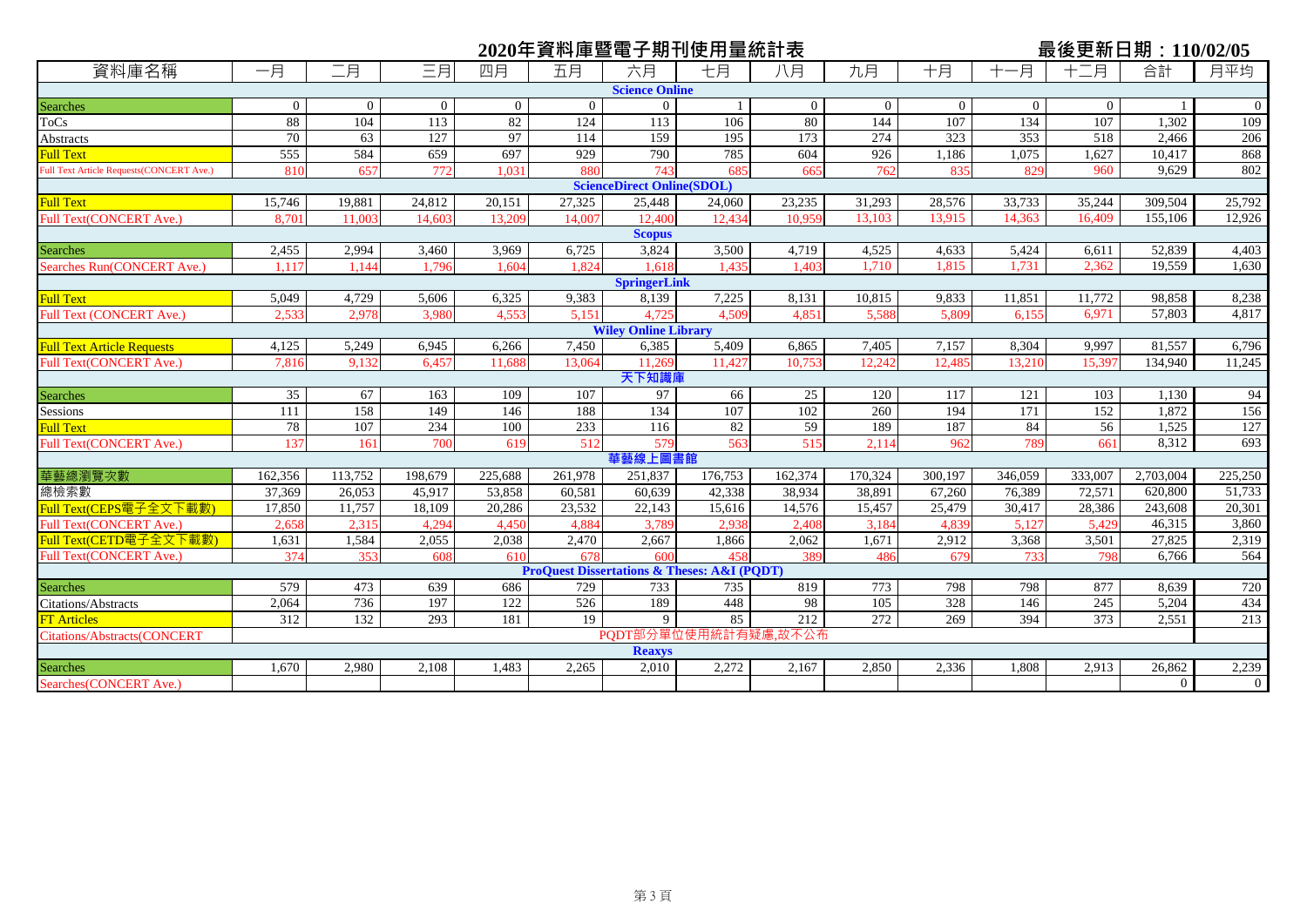# 2020年資料庫暨電子期刊使用量統計表

最後更新日期：110/02/05

| 資料庫名稱 | 一月 | 二月 | 三月 | 四月 | 五月 | 六月 | 七月 | 八月 | 九月 | 十月 | 十一月 | 十二月 | 合計 | 月平均 |
|---|---|---|---|---|---|---|---|---|---|---|---|---|---|---|
| **Science Online** | | | | | | | | | | | | | | |
| Searches | 0 | 0 | 0 | 0 | 0 | 0 | 1 | 0 | 0 | 0 | 0 | 0 | 1 | 0 |
| ToCs | 88 | 104 | 113 | 82 | 124 | 113 | 106 | 80 | 144 | 107 | 134 | 107 | 1,302 | 109 |
| Abstracts | 70 | 63 | 127 | 97 | 114 | 159 | 195 | 173 | 274 | 323 | 353 | 518 | 2,466 | 206 |
| Full Text | 555 | 584 | 659 | 697 | 929 | 790 | 785 | 604 | 926 | 1,186 | 1,075 | 1,627 | 10,417 | 868 |
| Full Text Article Requests(CONCERT Ave.) | 810 | 657 | 772 | 1,031 | 880 | 743 | 685 | 665 | 762 | 835 | 829 | 960 | 9,629 | 802 |
| **ScienceDirect Online(SDOL)** | | | | | | | | | | | | | | |
| Full Text | 15,746 | 19,881 | 24,812 | 20,151 | 27,325 | 25,448 | 24,060 | 23,235 | 31,293 | 28,576 | 33,733 | 35,244 | 309,504 | 25,792 |
| Full Text(CONCERT Ave.) | 8,701 | 11,003 | 14,603 | 13,209 | 14,007 | 12,400 | 12,434 | 10,959 | 13,103 | 13,915 | 14,363 | 16,409 | 155,106 | 12,926 |
| **Scopus** | | | | | | | | | | | | | | |
| Searches | 2,455 | 2,994 | 3,460 | 3,969 | 6,725 | 3,824 | 3,500 | 4,719 | 4,525 | 4,633 | 5,424 | 6,611 | 52,839 | 4,403 |
| Searches Run(CONCERT Ave.) | 1,117 | 1,144 | 1,796 | 1,604 | 1,824 | 1,618 | 1,435 | 1,403 | 1,710 | 1,815 | 1,731 | 2,362 | 19559 | 1,630 |
| **SpringerLink** | | | | | | | | | | | | | | |
| Full Text | 5,049 | 4,729 | 5,606 | 6,325 | 9,383 | 8,139 | 7,225 | 8,131 | 10,815 | 9,833 | 11,851 | 11,772 | 98,858 | 8,238 |
| Full Text (CONCERT Ave.) | 2,533 | 2,978 | 3,980 | 4,553 | 5,151 | 4,725 | 4,509 | 4,851 | 5,588 | 5,809 | 6,155 | 6,971 | 57,803 | 4,817 |
| **Wiley Online Library** | | | | | | | | | | | | | | |
| Full Text Article Requests | 4,125 | 5,249 | 6,945 | 6,266 | 7,450 | 6,385 | 5,409 | 6,865 | 7,405 | 7,157 | 8,304 | 9,997 | 81,557 | 6,796 |
| Full Text(CONCERT Ave.) | 7,816 | 9,132 | 6,457 | 11,688 | 13,064 | 11,269 | 11,427 | 10,753 | 12,242 | 12,485 | 13,210 | 15,397 | 134,940 | 11,245 |
| **天下知識庫** | | | | | | | | | | | | | | |
| Searches | 35 | 67 | 163 | 109 | 107 | 97 | 66 | 25 | 120 | 117 | 121 | 103 | 1,130 | 94 |
| Sessions | 111 | 158 | 149 | 146 | 188 | 134 | 107 | 102 | 260 | 194 | 171 | 152 | 1,872 | 156 |
| Full Text | 78 | 107 | 234 | 100 | 233 | 116 | 82 | 59 | 189 | 187 | 84 | 56 | 1,525 | 127 |
| Full Text(CONCERT Ave.) | 137 | 161 | 700 | 619 | 512 | 579 | 563 | 515 | 2,114 | 962 | 789 | 661 | 8,312 | 693 |
| **華藝線上圖書館** | | | | | | | | | | | | | | |
| 華藝總瀏覽次數 | 162,356 | 113,752 | 198,679 | 225,688 | 261,978 | 251,837 | 176,753 | 162,374 | 170,324 | 300,197 | 346,059 | 333,007 | 2,703,004 | 225,250 |
| 總檢索數 | 37,369 | 26,053 | 45,917 | 53,858 | 60,581 | 60,639 | 42,338 | 38,934 | 38,891 | 67,260 | 76,389 | 72,571 | 620,800 | 51,733 |
| Full Text(CEPS電子全文下載數) | 17,850 | 11,757 | 18,109 | 20,286 | 23,532 | 22,143 | 15,616 | 14,576 | 15,457 | 25,479 | 30,417 | 28,386 | 243,608 | 20,301 |
| Full Text(CONCERT Ave.) | 2,658 | 2,315 | 4,294 | 4,450 | 4,884 | 3,789 | 2,938 | 2,408 | 3,184 | 4,839 | 5,127 | 5,429 | 46,315 | 3,860 |
| Full Text(CETD電子全文下載數) | 1,631 | 1,584 | 2,055 | 2,038 | 2,470 | 2,667 | 1,866 | 2,062 | 1,671 | 2,912 | 3,368 | 3,501 | 27,825 | 2,319 |
| Full Text(CONCERT Ave.) | 374 | 353 | 608 | 610 | 678 | 600 | 458 | 389 | 486 | 679 | 733 | 798 | 6,766 | 564 |
| **ProQuest Dissertations & Theses: A&I (PQDT)** | | | | | | | | | | | | | | |
| Searches | 579 | 473 | 639 | 686 | 729 | 733 | 735 | 819 | 773 | 798 | 798 | 877 | 8,639 | 720 |
| Citations/Abstracts | 2,064 | 736 | 197 | 122 | 526 | 189 | 448 | 98 | 105 | 328 | 146 | 245 | 5,204 | 434 |
| FT Articles | 312 | 132 | 293 | 181 | 19 | 9 | 85 | 212 | 272 | 269 | 394 | 373 | 2,551 | 213 |
| Citations/Abstracts(CONCERT | PQDT部分單位使用統計有疑慮,故不公布 | | | | | | | | | | | | | |
| **Reaxys** | | | | | | | | | | | | | | |
| Searches | 1,670 | 2,980 | 2,108 | 1,483 | 2,265 | 2,010 | 2,272 | 2,167 | 2,850 | 2,336 | 1,808 | 2,913 | 26,862 | 2,239 |
| Searches(CONCERT Ave.) | | | | | | | | | | | | | 0 | 0 |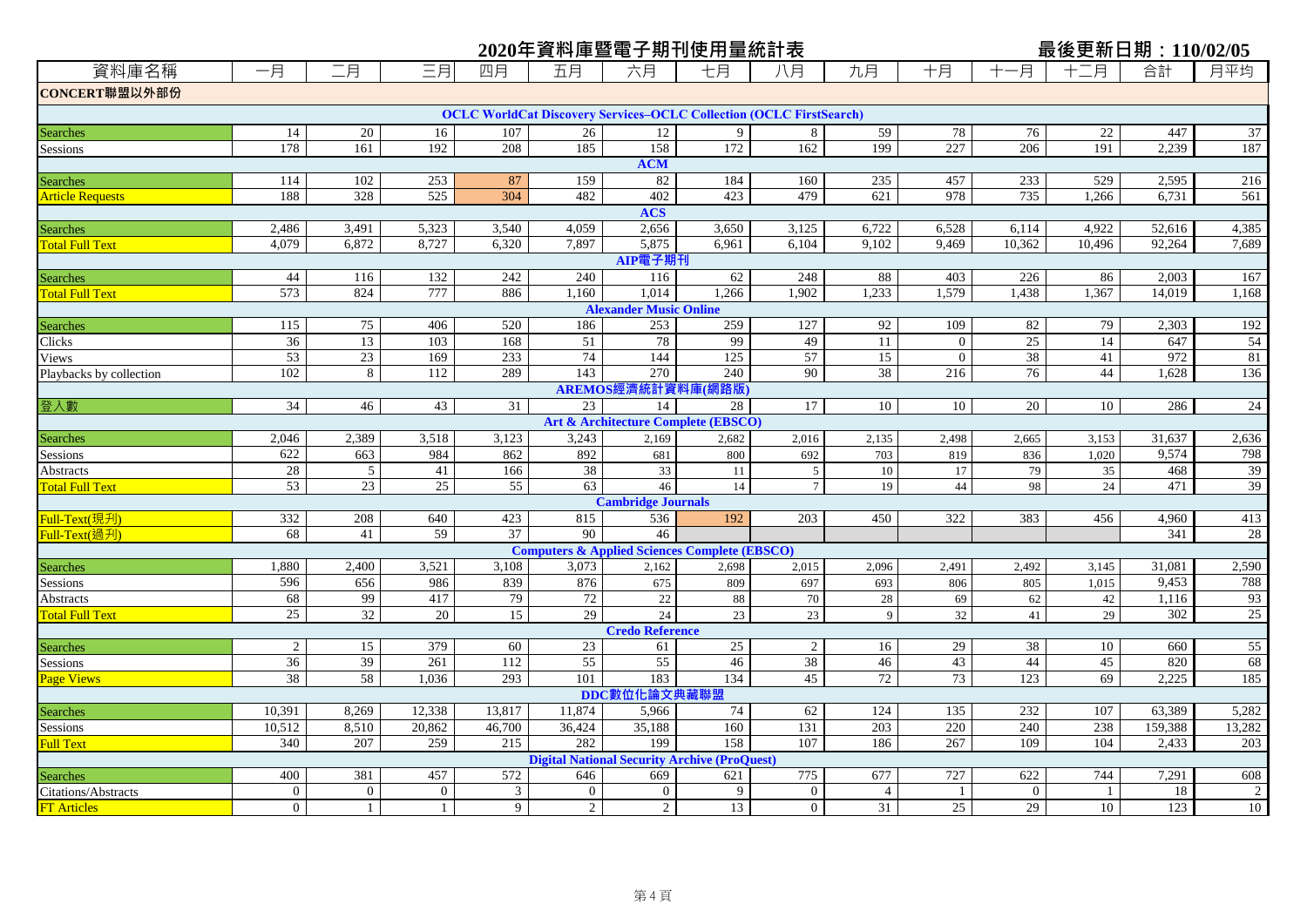# 2020年資料庫暨電子期刊使用量統計表

最後更新日期：110/02/05

| 資料庫名稱 | 一月 | 二月 | 三月 | 四月 | 五月 | 六月 | 七月 | 八月 | 九月 | 十月 | 十一月 | 十二月 | 合計 | 月平均 |
|---|---|---|---|---|---|---|---|---|---|---|---|---|---|---|
| **CONCERT聯盟以外部份** | | | | | | | | | | | | | | |
| **OCLC WorldCat Discovery Services–OCLC Collection (OCLC FirstSearch)** | | | | | | | | | | | | | | |
| Searches | 14 | 20 | 16 | 107 | 26 | 12 | 9 | 8 | 59 | 78 | 76 | 22 | 447 | 37 |
| Sessions | 178 | 161 | 192 | 208 | 185 | 158 | 172 | 162 | 199 | 227 | 206 | 191 | 2,239 | 187 |
| **ACM** | | | | | | | | | | | | | | |
| Searches | 114 | 102 | 253 | 87 | 159 | 82 | 184 | 160 | 235 | 457 | 233 | 529 | 2,595 | 216 |
| Article Requests | 188 | 328 | 525 | 304 | 482 | 402 | 423 | 479 | 621 | 978 | 735 | 1,266 | 6,731 | 561 |
| **ACS** | | | | | | | | | | | | | | |
| Searches | 2,486 | 3,491 | 5,323 | 3,540 | 4,059 | 2,656 | 3,650 | 3,125 | 6,722 | 6,528 | 6,114 | 4,922 | 52,616 | 4,385 |
| Total Full Text | 4,079 | 6,872 | 8,727 | 6,320 | 7,897 | 5,875 | 6,961 | 6,104 | 9,102 | 9,469 | 10,362 | 10,496 | 92,264 | 7,689 |
| **AIP電子期刊** | | | | | | | | | | | | | | |
| Searches | 44 | 116 | 132 | 242 | 240 | 116 | 62 | 248 | 88 | 403 | 226 | 86 | 2,003 | 167 |
| Total Full Text | 573 | 824 | 777 | 886 | 1,160 | 1,014 | 1,266 | 1,902 | 1,233 | 1,579 | 1,438 | 1,367 | 14,019 | 1,168 |
| **Alexander Music Online** | | | | | | | | | | | | | | |
| Searches | 115 | 75 | 406 | 520 | 186 | 253 | 259 | 127 | 92 | 109 | 82 | 79 | 2,303 | 192 |
| Clicks | 36 | 13 | 103 | 168 | 51 | 78 | 99 | 49 | 11 | 0 | 25 | 14 | 647 | 54 |
| Views | 53 | 23 | 169 | 233 | 74 | 144 | 125 | 57 | 15 | 0 | 38 | 41 | 972 | 81 |
| Playbacks by collection | 102 | 8 | 112 | 289 | 143 | 270 | 240 | 90 | 38 | 216 | 76 | 44 | 1,628 | 136 |
| **AREMOS經濟統計資料庫(網路版)** | | | | | | | | | | | | | | |
| 登入數 | 34 | 46 | 43 | 31 | 23 | 14 | 28 | 17 | 10 | 10 | 20 | 10 | 286 | 24 |
| **Art & Architecture Complete (EBSCO)** | | | | | | | | | | | | | | |
| Searches | 2,046 | 2,389 | 3,518 | 3,123 | 3,243 | 2,169 | 2,682 | 2,016 | 2,135 | 2,498 | 2,665 | 3,153 | 31,637 | 2,636 |
| Sessions | 622 | 663 | 984 | 862 | 892 | 681 | 800 | 692 | 703 | 819 | 836 | 1,020 | 9,574 | 798 |
| Abstracts | 28 | 5 | 41 | 166 | 38 | 33 | 11 | 5 | 10 | 17 | 79 | 35 | 468 | 39 |
| Total Full Text | 53 | 23 | 25 | 55 | 63 | 46 | 14 | 7 | 19 | 44 | 98 | 24 | 471 | 39 |
| **Cambridge Journals** | | | | | | | | | | | | | | |
| Full-Text(現刊) | 332 | 208 | 640 | 423 | 815 | 536 | 192 | 203 | 450 | 322 | 383 | 456 | 4,960 | 413 |
| Full-Text(過刊) | 68 | 41 | 59 | 37 | 90 | 46 | | | | | | | 341 | 28 |
| **Computers & Applied Sciences Complete (EBSCO)** | | | | | | | | | | | | | | |
| Searches | 1,880 | 2,400 | 3,521 | 3,108 | 3,073 | 2,162 | 2,698 | 2,015 | 2,096 | 2,491 | 2,492 | 3,145 | 31,081 | 2,590 |
| Sessions | 596 | 656 | 986 | 839 | 876 | 675 | 809 | 697 | 693 | 806 | 805 | 1,015 | 9,453 | 788 |
| Abstracts | 68 | 99 | 417 | 79 | 72 | 22 | 88 | 70 | 28 | 69 | 62 | 42 | 1,116 | 93 |
| Total Full Text | 25 | 32 | 20 | 15 | 29 | 24 | 23 | 23 | 9 | 32 | 41 | 29 | 302 | 25 |
| **Credo Reference** | | | | | | | | | | | | | | |
| Searches | 2 | 15 | 379 | 60 | 23 | 61 | 25 | 2 | 16 | 29 | 38 | 10 | 660 | 55 |
| Sessions | 36 | 39 | 261 | 112 | 55 | 55 | 46 | 38 | 46 | 43 | 44 | 45 | 820 | 68 |
| Page Views | 38 | 58 | 1,036 | 293 | 101 | 183 | 134 | 45 | 72 | 73 | 123 | 69 | 2,225 | 185 |
| **DDC數位化論文典藏聯盟** | | | | | | | | | | | | | | |
| Searches | 10,391 | 8,269 | 12,338 | 13,817 | 11,874 | 5,966 | 74 | 62 | 124 | 135 | 232 | 107 | 63,389 | 5,282 |
| Sessions | 10,512 | 8,510 | 20,862 | 46,700 | 36,424 | 35,188 | 160 | 131 | 203 | 220 | 240 | 238 | 159,388 | 13,282 |
| Full Text | 340 | 207 | 259 | 215 | 282 | 199 | 158 | 107 | 186 | 267 | 109 | 104 | 2,433 | 203 |
| **Digital National Security Archive (ProQuest)** | | | | | | | | | | | | | | |
| Searches | 400 | 381 | 457 | 572 | 646 | 669 | 621 | 775 | 677 | 727 | 622 | 744 | 7,291 | 608 |
| Citations/Abstracts | 0 | 0 | 0 | 3 | 0 | 0 | 9 | 0 | 4 | 1 | 0 | 1 | 18 | 2 |
| FT Articles | 0 | 1 | 1 | 9 | 2 | 2 | 13 | 0 | 31 | 25 | 29 | 10 | 123 | 10 |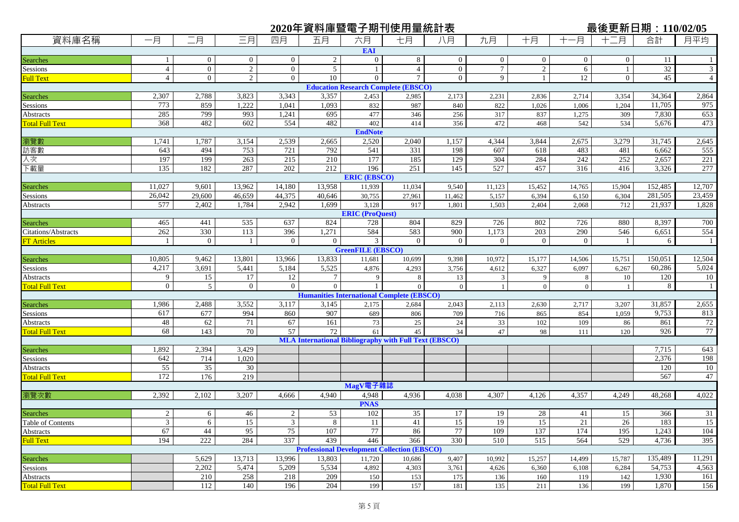# 2020年資料庫暨電子期刊使用量統計表

最後更新日期：110/02/05

| 資料庫名稱 | 一月 | 二月 | 三月 | 四月 | 五月 | 六月 | 七月 | 八月 | 九月 | 十月 | 十一月 | 十二月 | 合計 | 月平均 |
|---|---|---|---|---|---|---|---|---|---|---|---|---|---|---|
| **EAI** | | | | | | | | | | | | | | |
| Searches | 1 | 0 | 0 | 0 | 2 | 0 | 8 | 0 | 0 | 0 | 0 | 0 | 11 | 1 |
| Sessions | 4 | 0 | 2 | 0 | 5 | 1 | 4 | 0 | 7 | 2 | 6 | 1 | 32 | 3 |
| Full Text | 4 | 0 | 2 | 0 | 10 | 0 | 7 | 0 | 9 | 1 | 12 | 0 | 45 | 4 |
| **Education Research Complete (EBSCO)** | | | | | | | | | | | | | | |
| Searches | 2,307 | 2,788 | 3,823 | 3,343 | 3,357 | 2,453 | 2,985 | 2,173 | 2,231 | 2,836 | 2,714 | 3,354 | 34,364 | 2,864 |
| Sessions | 773 | 859 | 1,222 | 1,041 | 1,093 | 832 | 987 | 840 | 822 | 1,026 | 1,006 | 1,204 | 11,705 | 975 |
| Abstracts | 285 | 799 | 993 | 1,241 | 695 | 477 | 346 | 256 | 317 | 837 | 1,275 | 309 | 7,830 | 653 |
| Total Full Text | 368 | 482 | 602 | 554 | 482 | 402 | 414 | 356 | 472 | 468 | 542 | 534 | 5,676 | 473 |
| **EndNote** | | | | | | | | | | | | | | |
| 瀏覽數 | 1,741 | 1,787 | 3,154 | 2,539 | 2,665 | 2,520 | 2,040 | 1,157 | 4,344 | 3,844 | 2,675 | 3,279 | 31,745 | 2,645 |
| 訪客數 | 643 | 494 | 753 | 721 | 792 | 541 | 331 | 198 | 607 | 618 | 483 | 481 | 6,662 | 555 |
| 人次 | 197 | 199 | 263 | 215 | 210 | 177 | 185 | 129 | 304 | 284 | 242 | 252 | 2,657 | 221 |
| 下載量 | 135 | 182 | 287 | 202 | 212 | 196 | 251 | 145 | 527 | 457 | 316 | 416 | 3,326 | 277 |
| **ERIC (EBSCO)** | | | | | | | | | | | | | | |
| Searches | 11,027 | 9,601 | 13,962 | 14,180 | 13,958 | 11,939 | 11,034 | 9,540 | 11,123 | 15,452 | 14,765 | 15,904 | 152,485 | 12,707 |
| Sessions | 26,042 | 29,600 | 46,659 | 44,375 | 40,646 | 30,755 | 27,961 | 11,462 | 5,157 | 6,394 | 6,150 | 6,304 | 281,505 | 23,459 |
| Abstracts | 577 | 2,402 | 1,784 | 2,942 | 1,699 | 3,128 | 917 | 1,801 | 1,503 | 2,404 | 2,068 | 712 | 21,937 | 1,828 |
| **ERIC (ProQuest)** | | | | | | | | | | | | | | |
| Searches | 465 | 441 | 535 | 637 | 824 | 728 | 804 | 829 | 726 | 802 | 726 | 880 | 8,397 | 700 |
| Citations/Abstracts | 262 | 330 | 113 | 396 | 1,271 | 584 | 583 | 900 | 1,173 | 203 | 290 | 546 | 6,651 | 554 |
| FT Articles | 1 | 0 | 1 | 0 | 0 | 3 | 0 | 0 | 0 | 0 | 0 | 1 | 6 | 1 |
| **GreenFILE (EBSCO)** | | | | | | | | | | | | | | |
| Searches | 10,805 | 9,462 | 13,801 | 13,966 | 13,833 | 11,681 | 10,699 | 9,398 | 10,972 | 15,177 | 14,506 | 15,751 | 150,051 | 12,504 |
| Sessions | 4,217 | 3,691 | 5,441 | 5,184 | 5,525 | 4,876 | 4,293 | 3,756 | 4,612 | 6,327 | 6,097 | 6,267 | 60,286 | 5,024 |
| Abstracts | 9 | 15 | 17 | 12 | 7 | 9 | 8 | 13 | 3 | 9 | 8 | 10 | 120 | 10 |
| Total Full Text | 0 | 5 | 0 | 0 | 0 | 1 | 0 | 0 | 1 | 0 | 0 | 1 | 8 | 1 |
| **Humanities International Complete (EBSCO)** | | | | | | | | | | | | | | |
| Searches | 1,986 | 2,488 | 3,552 | 3,117 | 3,145 | 2,175 | 2,684 | 2,043 | 2,113 | 2,630 | 2,717 | 3,207 | 31,857 | 2,655 |
| Sessions | 617 | 677 | 994 | 860 | 907 | 689 | 806 | 709 | 716 | 865 | 854 | 1,059 | 9,753 | 813 |
| Abstracts | 48 | 62 | 71 | 67 | 161 | 73 | 25 | 24 | 33 | 102 | 109 | 86 | 861 | 72 |
| Total Full Text | 68 | 143 | 70 | 57 | 72 | 61 | 45 | 34 | 47 | 98 | 111 | 120 | 926 | 77 |
| **MLA International Bibliography with Full Text (EBSCO)** | | | | | | | | | | | | | | |
| Searches | 1,892 | 2,394 | 3,429 | | | | | | | | | | 7,715 | 643 |
| Sessions | 642 | 714 | 1,020 | | | | | | | | | | 2,376 | 198 |
| Abstracts | 55 | 35 | 30 | | | | | | | | | | 120 | 10 |
| Total Full Text | 172 | 176 | 219 | | | | | | | | | | 567 | 47 |
| **MagV電子雜誌** | | | | | | | | | | | | | | |
| 瀏覽次數 | 2,392 | 2,102 | 3,207 | 4,666 | 4,940 | 4,948 | 4,936 | 4,038 | 4,307 | 4,126 | 4,357 | 4,249 | 48,268 | 4,022 |
| **PNAS** | | | | | | | | | | | | | | |
| Searches | 2 | 6 | 46 | 2 | 53 | 102 | 35 | 17 | 19 | 28 | 41 | 15 | 366 | 31 |
| Table of Contents | 3 | 6 | 15 | 3 | 8 | 11 | 41 | 15 | 19 | 15 | 21 | 26 | 183 | 15 |
| Abstracts | 67 | 44 | 95 | 75 | 107 | 77 | 86 | 77 | 109 | 137 | 174 | 195 | 1,243 | 104 |
| Full Text | 194 | 222 | 284 | 337 | 439 | 446 | 366 | 330 | 510 | 515 | 564 | 529 | 4,736 | 395 |
| **Professional Development Collection (EBSCO)** | | | | | | | | | | | | | | |
| Searches | | 5,629 | 13,713 | 13,996 | 13,803 | 11,720 | 10,686 | 9,407 | 10,992 | 15,257 | 14,499 | 15,787 | 135,489 | 11,291 |
| Sessions | | 2,202 | 5,474 | 5,209 | 5,534 | 4,892 | 4,303 | 3,761 | 4,626 | 6,360 | 6,108 | 6,284 | 54,753 | 4,563 |
| Abstracts | | 210 | 258 | 218 | 209 | 150 | 153 | 175 | 136 | 160 | 119 | 142 | 1,930 | 161 |
| Total Full Text | | 112 | 140 | 196 | 204 | 199 | 157 | 181 | 135 | 211 | 136 | 199 | 1,870 | 156 |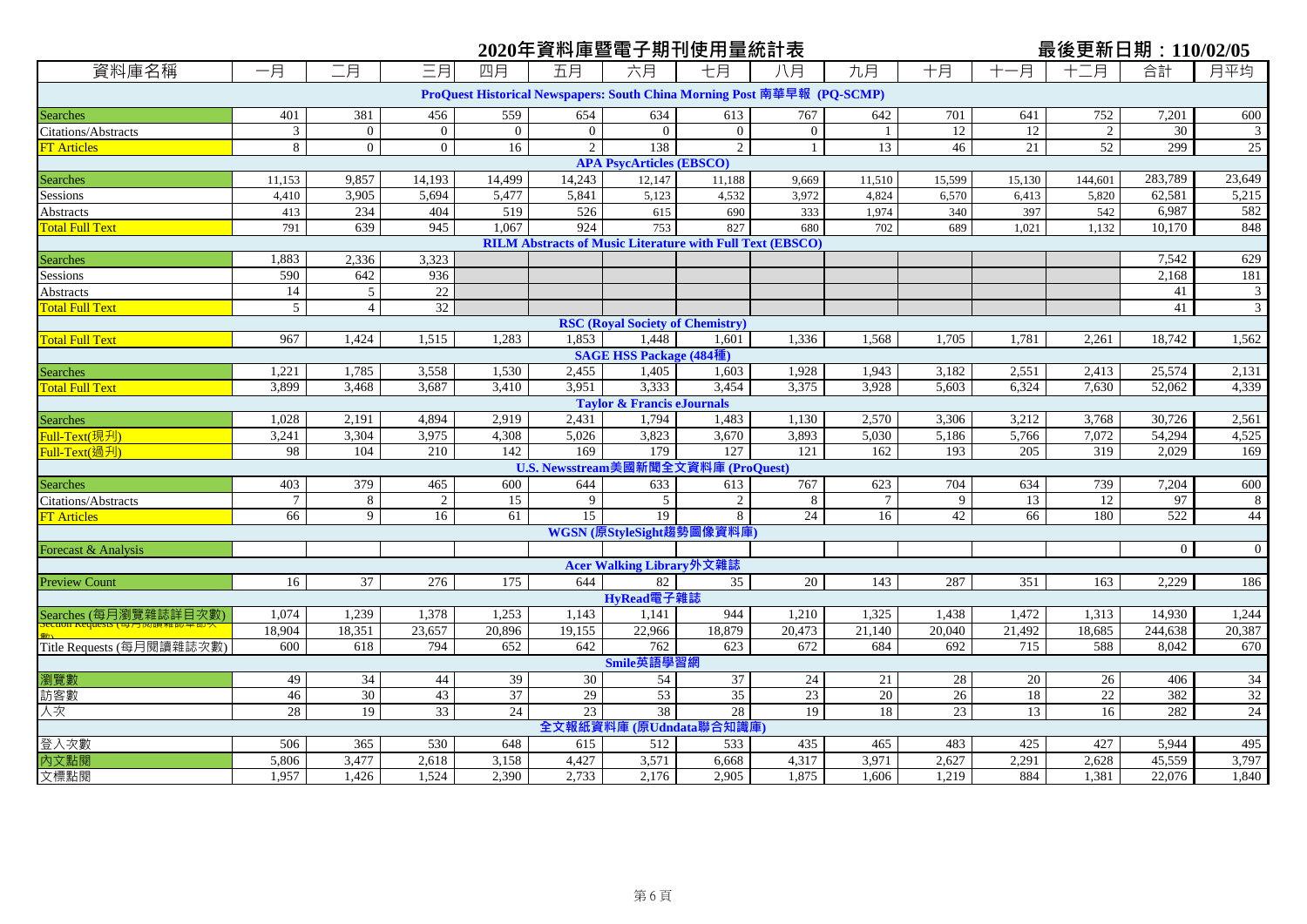## 2020年資料庫暨電子期刊使用量統計表

最後更新日期：110/02/05

| 資料庫名稱 | 一月 | 二月 | 三月 | 四月 | 五月 | 六月 | 七月 | 八月 | 九月 | 十月 | 十一月 | 十二月 | 合計 | 月平均 |
|---|---|---|---|---|---|---|---|---|---|---|---|---|---|---|
| **ProQuest Historical Newspapers: South China Morning Post 南華早報 (PQ-SCMP)** | | | | | | | | | | | | | | |
| Searches | 401 | 381 | 456 | 559 | 654 | 634 | 613 | 767 | 642 | 701 | 641 | 752 | 7,201 | 600 |
| Citations/Abstracts | 3 | 0 | 0 | 0 | 0 | 0 | 0 | 0 | 1 | 12 | 12 | 2 | 30 | 3 |
| FT Articles | 8 | 0 | 0 | 16 | 2 | 138 | 2 | 1 | 13 | 46 | 21 | 52 | 299 | 25 |
| **APA PsycArticles (EBSCO)** | | | | | | | | | | | | | | |
| Searches | 11,153 | 9,857 | 14,193 | 14,499 | 14,243 | 12,147 | 11,188 | 9,669 | 11,510 | 15,599 | 15,130 | 144,601 | 283,789 | 23,649 |
| Sessions | 4,410 | 3,905 | 5,694 | 5,477 | 5,841 | 5,123 | 4,532 | 3,972 | 4,824 | 6,570 | 6,413 | 5,820 | 62,581 | 5,215 |
| Abstracts | 413 | 234 | 404 | 519 | 526 | 615 | 690 | 333 | 1,974 | 340 | 397 | 542 | 6,987 | 582 |
| Total Full Text | 791 | 639 | 945 | 1,067 | 924 | 753 | 827 | 680 | 702 | 689 | 1,021 | 1,132 | 10,170 | 848 |
| **RILM Abstracts of Music Literature with Full Text (EBSCO)** | | | | | | | | | | | | | | |
| Searches | 1,883 | 2,336 | 3,323 | | | | | | | | | | 7,542 | 629 |
| Sessions | 590 | 642 | 936 | | | | | | | | | | 2,168 | 181 |
| Abstracts | 14 | 5 | 22 | | | | | | | | | | 41 | 3 |
| Total Full Text | 5 | 4 | 32 | | | | | | | | | | 41 | 3 |
| **RSC (Royal Society of Chemistry)** | | | | | | | | | | | | | | |
| Total Full Text | 967 | 1,424 | 1,515 | 1,283 | 1,853 | 1,448 | 1,601 | 1,336 | 1,568 | 1,705 | 1,781 | 2,261 | 18,742 | 1,562 |
| **SAGE HSS Package (484種)** | | | | | | | | | | | | | | |
| Searches | 1,221 | 1,785 | 3,558 | 1,530 | 2,455 | 1,405 | 1,603 | 1,928 | 1,943 | 3,182 | 2,551 | 2,413 | 25,574 | 2,131 |
| Total Full Text | 3,899 | 3,468 | 3,687 | 3,410 | 3,951 | 3,333 | 3,454 | 3,375 | 3,928 | 5,603 | 6,324 | 7,630 | 52,062 | 4,339 |
| **Taylor & Francis eJournals** | | | | | | | | | | | | | | |
| Searches | 1,028 | 2,191 | 4,894 | 2,919 | 2,431 | 1,794 | 1,483 | 1,130 | 2,570 | 3,306 | 3,212 | 3,768 | 30,726 | 2,561 |
| Full-Text(現刊) | 3,241 | 3,304 | 3,975 | 4,308 | 5,026 | 3,823 | 3,670 | 3,893 | 5,030 | 5,186 | 5,766 | 7,072 | 54,294 | 4,525 |
| Full-Text(過刊) | 98 | 104 | 210 | 142 | 169 | 179 | 127 | 121 | 162 | 193 | 205 | 319 | 2,029 | 169 |
| **U.S. Newsstream美國新聞全文資料庫 (ProQuest)** | | | | | | | | | | | | | | |
| Searches | 403 | 379 | 465 | 600 | 644 | 633 | 613 | 767 | 623 | 704 | 634 | 739 | 7,204 | 600 |
| Citations/Abstracts | 7 | 8 | 2 | 15 | 9 | 5 | 2 | 8 | 7 | 9 | 13 | 12 | 97 | 8 |
| FT Articles | 66 | 9 | 16 | 61 | 15 | 19 | 8 | 24 | 16 | 42 | 66 | 180 | 522 | 44 |
| **WGSN (原StyleSight趨勢圖像資料庫)** | | | | | | | | | | | | | | |
| Forecast & Analysis | | | | | | | | | | | | | 0 | 0 |
| **Acer Walking Library外文雜誌** | | | | | | | | | | | | | | |
| Preview Count | 16 | 37 | 276 | 175 | 644 | 82 | 35 | 20 | 143 | 287 | 351 | 163 | 2,229 | 186 |
| **HyRead電子雜誌** | | | | | | | | | | | | | | |
| Searches (每月瀏覽雜誌詳目次數) | 1,074 | 1,239 | 1,378 | 1,253 | 1,143 | 1,141 | 944 | 1,210 | 1,325 | 1,438 | 1,472 | 1,313 | 14,930 | 1,244 |
| Section Requests (每月閱讀雜誌章節次數) | 18,904 | 18,351 | 23,657 | 20,896 | 19,155 | 22,966 | 18,879 | 20,473 | 21,140 | 20,040 | 21,492 | 18,685 | 244,638 | 20,387 |
| Title Requests (每月閱讀雜誌次數) | 600 | 618 | 794 | 652 | 642 | 762 | 623 | 672 | 684 | 692 | 715 | 588 | 8,042 | 670 |
| **Smile英語學習網** | | | | | | | | | | | | | | |
| 瀏覽數 | 49 | 34 | 44 | 39 | 30 | 54 | 37 | 24 | 21 | 28 | 20 | 26 | 406 | 34 |
| 訪客數 | 46 | 30 | 43 | 37 | 29 | 53 | 35 | 23 | 20 | 26 | 18 | 22 | 382 | 32 |
| 人次 | 28 | 19 | 33 | 24 | 23 | 38 | 28 | 19 | 18 | 23 | 13 | 16 | 282 | 24 |
| **全文報紙資料庫 (原Udndata聯合知識庫)** | | | | | | | | | | | | | | |
| 登入次數 | 506 | 365 | 530 | 648 | 615 | 512 | 533 | 435 | 465 | 483 | 425 | 427 | 5,944 | 495 |
| 內文點閱 | 5,806 | 3,477 | 2,618 | 3,158 | 4,427 | 3,571 | 6,668 | 4,317 | 3,971 | 2,627 | 2,291 | 2,628 | 45,559 | 3,797 |
| 文標點閱 | 1,957 | 1,426 | 1,524 | 2,390 | 2,733 | 2,176 | 2,905 | 1,875 | 1,606 | 1,219 | 884 | 1,381 | 22,076 | 1,840 |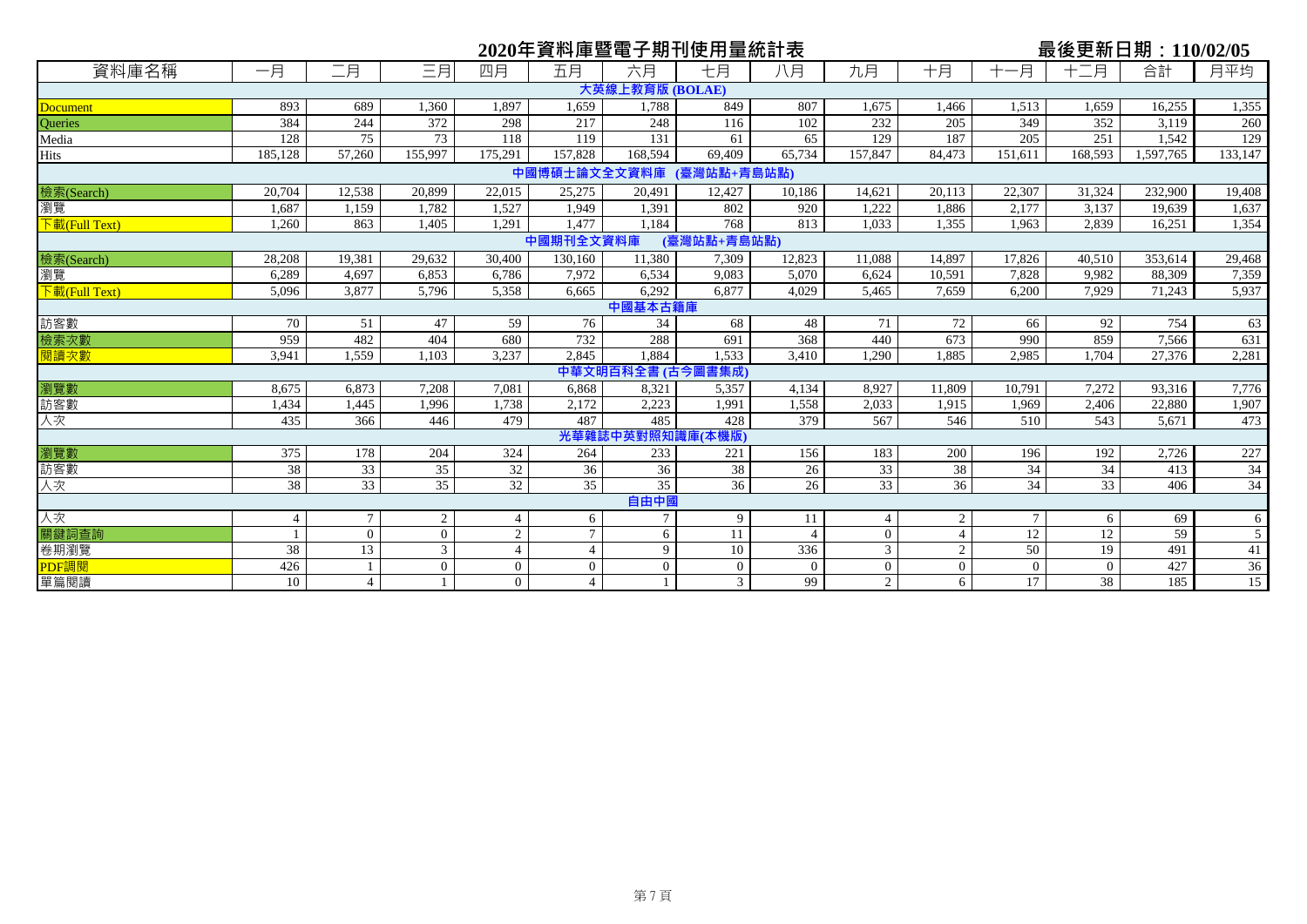## 2020年資料庫暨電子期刊使用量統計表

最後更新日期：110/02/05

| 資料庫名稱 | 一月 | 二月 | 三月 | 四月 | 五月 | 六月 | 七月 | 八月 | 九月 | 十月 | 十一月 | 十二月 | 合計 | 月平均 |
|---|---|---|---|---|---|---|---|---|---|---|---|---|---|---|
| **大英線上教育版 (BOLAE)** | | | | | | | | | | | | | | |
| Document | 893 | 689 | 1,360 | 1,897 | 1,659 | 1,788 | 849 | 807 | 1,675 | 1,466 | 1,513 | 1,659 | 16,255 | 1,355 |
| Queries | 384 | 244 | 372 | 298 | 217 | 248 | 116 | 102 | 232 | 205 | 349 | 352 | 3,119 | 260 |
| Media | 128 | 75 | 73 | 118 | 119 | 131 | 61 | 65 | 129 | 187 | 205 | 251 | 1,542 | 129 |
| Hits | 185,128 | 57,260 | 155,997 | 175,291 | 157,828 | 168,594 | 69,409 | 65,734 | 157,847 | 84,473 | 151,611 | 168,593 | 1,597,765 | 133,147 |
| **中國博碩士論文全文資料庫 (臺灣站點+青島站點)** | | | | | | | | | | | | | | |
| 檢索(Search) | 20,704 | 12,538 | 20,899 | 22,015 | 25,275 | 20,491 | 12,427 | 10,186 | 14,621 | 20,113 | 22,307 | 31,324 | 232,900 | 19,408 |
| 瀏覽 | 1,687 | 1,159 | 1,782 | 1,527 | 1,949 | 1,391 | 802 | 920 | 1,222 | 1,886 | 2,177 | 3,137 | 19,639 | 1,637 |
| 下載(Full Text) | 1,260 | 863 | 1,405 | 1,291 | 1,477 | 1,184 | 768 | 813 | 1,033 | 1,355 | 1,963 | 2,839 | 16,251 | 1,354 |
| **中國期刊全文資料庫 (臺灣站點+青島站點)** | | | | | | | | | | | | | | |
| 檢索(Search) | 28,208 | 19,381 | 29,632 | 30,400 | 130,160 | 11,380 | 7,309 | 12,823 | 11,088 | 14,897 | 17,826 | 40,510 | 353,614 | 29,468 |
| 瀏覽 | 6,289 | 4,697 | 6,853 | 6,786 | 7,972 | 6,534 | 9,083 | 5,070 | 6,624 | 10,591 | 7,828 | 9,982 | 88,309 | 7,359 |
| 下載(Full Text) | 5,096 | 3,877 | 5,796 | 5,358 | 6,665 | 6,292 | 6,877 | 4,029 | 5,465 | 7,659 | 6,200 | 7,929 | 71,243 | 5,937 |
| **中國基本古籍庫** | | | | | | | | | | | | | | |
| 訪客數 | 70 | 51 | 47 | 59 | 76 | 34 | 68 | 48 | 71 | 72 | 66 | 92 | 754 | 63 |
| 檢索次數 | 959 | 482 | 404 | 680 | 732 | 288 | 691 | 368 | 440 | 673 | 990 | 859 | 7,566 | 631 |
| 閱讀次數 | 3,941 | 1,559 | 1,103 | 3,237 | 2,845 | 1,884 | 1,533 | 3,410 | 1,290 | 1,885 | 2,985 | 1,704 | 27,376 | 2,281 |
| **中華文明百科全書 (古今圖書集成)** | | | | | | | | | | | | | | |
| 瀏覽數 | 8,675 | 6,873 | 7,208 | 7,081 | 6,868 | 8,321 | 5,357 | 4,134 | 8,927 | 11,809 | 10,791 | 7,272 | 93,316 | 7,776 |
| 訪客數 | 1,434 | 1,445 | 1,996 | 1,738 | 2,172 | 2,223 | 1,991 | 1,558 | 2,033 | 1,915 | 1,969 | 2,406 | 22,880 | 1,907 |
| 人次 | 435 | 366 | 446 | 479 | 487 | 485 | 428 | 379 | 567 | 546 | 510 | 543 | 5,671 | 473 |
| **光華雜誌中英對照知識庫(本機版)** | | | | | | | | | | | | | | |
| 瀏覽數 | 375 | 178 | 204 | 324 | 264 | 233 | 221 | 156 | 183 | 200 | 196 | 192 | 2,726 | 227 |
| 訪客數 | 38 | 33 | 35 | 32 | 36 | 36 | 38 | 26 | 33 | 38 | 34 | 34 | 413 | 34 |
| 人次 | 38 | 33 | 35 | 32 | 35 | 35 | 36 | 26 | 33 | 36 | 34 | 33 | 406 | 34 |
| **自由中國** | | | | | | | | | | | | | | |
| 人次 | 4 | 7 | 2 | 4 | 6 | 7 | 9 | 11 | 4 | 2 | 7 | 6 | 69 | 6 |
| 關鍵詞查詢 | 1 | 0 | 0 | 2 | 7 | 6 | 11 | 4 | 0 | 4 | 12 | 12 | 59 | 5 |
| 卷期瀏覽 | 38 | 13 | 3 | 4 | 4 | 9 | 10 | 336 | 3 | 2 | 50 | 19 | 491 | 41 |
| PDF調閱 | 426 | 1 | 0 | 0 | 0 | 0 | 0 | 0 | 0 | 0 | 0 | 0 | 427 | 36 |
| 單篇閱讀 | 10 | 4 | 1 | 0 | 4 | 1 | 3 | 99 | 2 | 6 | 17 | 38 | 185 | 15 |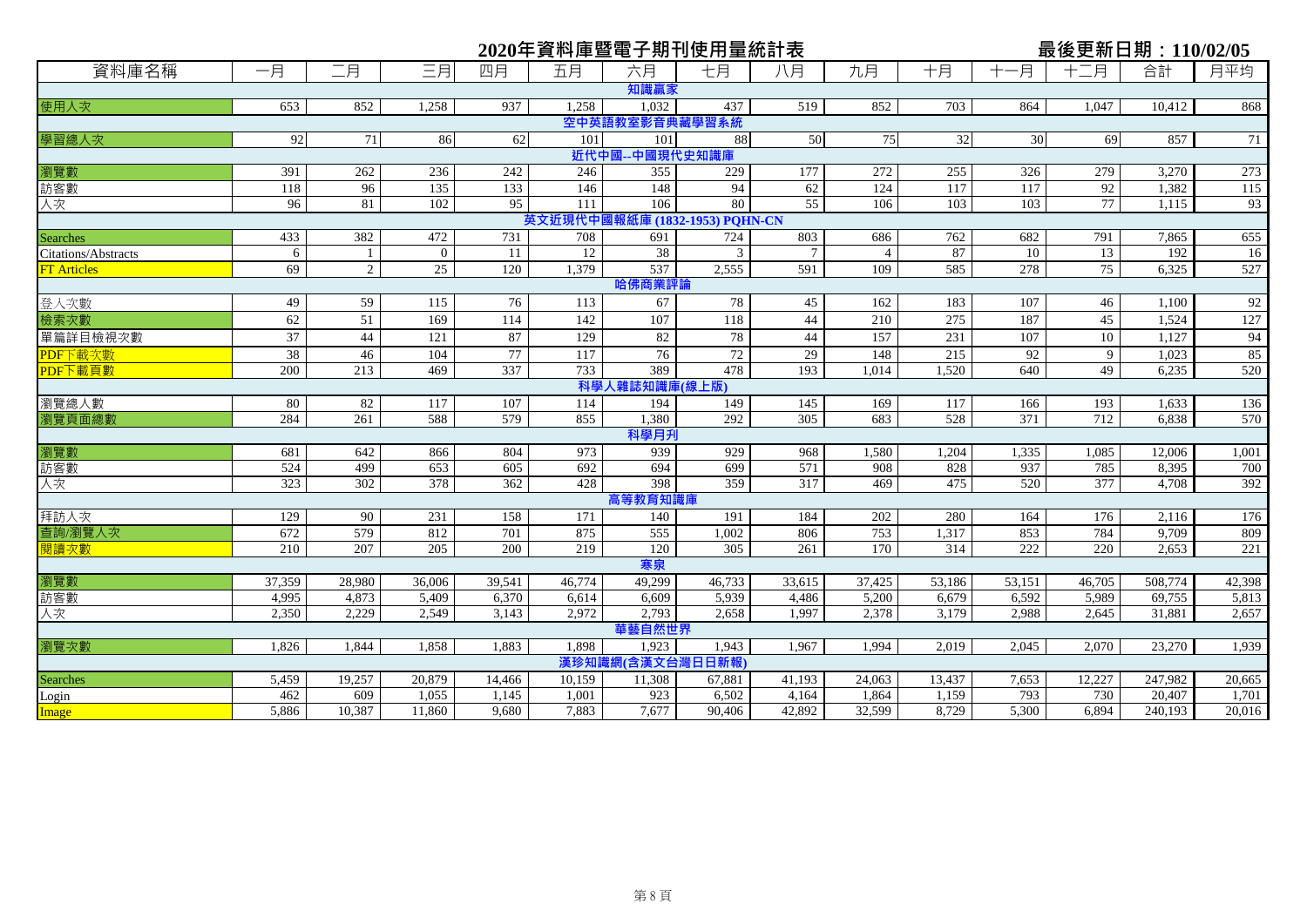# 2020年資料庫暨電子期刊使用量統計表

最後更新日期：110/02/05

| 資料庫名稱 | 一月 | 二月 | 三月 | 四月 | 五月 | 六月 | 七月 | 八月 | 九月 | 十月 | 十一月 | 十二月 | 合計 | 月平均 |
|---|---|---|---|---|---|---|---|---|---|---|---|---|---|---|
| **知識贏家** | | | | | | | | | | | | | | |
| 使用人次 | 653 | 852 | 1,258 | 937 | 1,258 | 1,032 | 437 | 519 | 852 | 703 | 864 | 1,047 | 10,412 | 868 |
| **空中英語教室影音典藏學習系統** | | | | | | | | | | | | | | |
| 學習總人次 | 92 | 71 | 86 | 62 | 101 | 101 | 88 | 50 | 75 | 32 | 30 | 69 | 857 | 71 |
| **近代中國--中國現代史知識庫** | | | | | | | | | | | | | | |
| 瀏覽數 | 391 | 262 | 236 | 242 | 246 | 355 | 229 | 177 | 272 | 255 | 326 | 279 | 3,270 | 273 |
| 訪客數 | 118 | 96 | 135 | 133 | 146 | 148 | 94 | 62 | 124 | 117 | 117 | 92 | 1,382 | 115 |
| 人次 | 96 | 81 | 102 | 95 | 111 | 106 | 80 | 55 | 106 | 103 | 103 | 77 | 1,115 | 93 |
| **英文近現代中國報紙庫 (1832-1953) PQHN-CN** | | | | | | | | | | | | | | |
| Searches | 433 | 382 | 472 | 731 | 708 | 691 | 724 | 803 | 686 | 762 | 682 | 791 | 7,865 | 655 |
| Citations/Abstracts | 6 | 1 | 0 | 11 | 12 | 38 | 3 | 7 | 4 | 87 | 10 | 13 | 192 | 16 |
| FT Articles | 69 | 2 | 25 | 120 | 1,379 | 537 | 2,555 | 591 | 109 | 585 | 278 | 75 | 6,325 | 527 |
| **哈佛商業評論** | | | | | | | | | | | | | | |
| 登入次數 | 49 | 59 | 115 | 76 | 113 | 67 | 78 | 45 | 162 | 183 | 107 | 46 | 1,100 | 92 |
| 檢索次數 | 62 | 51 | 169 | 114 | 142 | 107 | 118 | 44 | 210 | 275 | 187 | 45 | 1,524 | 127 |
| 單篇詳目檢視次數 | 37 | 44 | 121 | 87 | 129 | 82 | 78 | 44 | 157 | 231 | 107 | 10 | 1,127 | 94 |
| PDF下載次數 | 38 | 46 | 104 | 77 | 117 | 76 | 72 | 29 | 148 | 215 | 92 | 9 | 1,023 | 85 |
| PDF下載頁數 | 200 | 213 | 469 | 337 | 733 | 389 | 478 | 193 | 1,014 | 1,520 | 640 | 49 | 6,235 | 520 |
| **科學人雜誌知識庫(線上版)** | | | | | | | | | | | | | | |
| 瀏覽總人數 | 80 | 82 | 117 | 107 | 114 | 194 | 149 | 145 | 169 | 117 | 166 | 193 | 1,633 | 136 |
| 瀏覽頁面總數 | 284 | 261 | 588 | 579 | 855 | 1,380 | 292 | 305 | 683 | 528 | 371 | 712 | 6,838 | 570 |
| **科學月刊** | | | | | | | | | | | | | | |
| 瀏覽數 | 681 | 642 | 866 | 804 | 973 | 939 | 929 | 968 | 1,580 | 1,204 | 1,335 | 1,085 | 12,006 | 1,001 |
| 訪客數 | 524 | 499 | 653 | 605 | 692 | 694 | 699 | 571 | 908 | 828 | 937 | 785 | 8,395 | 700 |
| 人次 | 323 | 302 | 378 | 362 | 428 | 398 | 359 | 317 | 469 | 475 | 520 | 377 | 4,708 | 392 |
| **高等教育知識庫** | | | | | | | | | | | | | | |
| 拜訪人次 | 129 | 90 | 231 | 158 | 171 | 140 | 191 | 184 | 202 | 280 | 164 | 176 | 2,116 | 176 |
| 查詢/瀏覽人次 | 672 | 579 | 812 | 701 | 875 | 555 | 1,002 | 806 | 753 | 1,317 | 853 | 784 | 9,709 | 809 |
| 閱讀次數 | 210 | 207 | 205 | 200 | 219 | 120 | 305 | 261 | 170 | 314 | 222 | 220 | 2,653 | 221 |
| **寒泉** | | | | | | | | | | | | | | |
| 瀏覽數 | 37,359 | 28,980 | 36,006 | 39,541 | 46,774 | 49,299 | 46,733 | 33,615 | 37,425 | 53,186 | 53,151 | 46,705 | 508,774 | 42,398 |
| 訪客數 | 4,995 | 4,873 | 5,409 | 6,370 | 6,614 | 6,609 | 5,939 | 4,486 | 5,200 | 6,679 | 6,592 | 5,989 | 69,755 | 5,813 |
| 人次 | 2,350 | 2,229 | 2,549 | 3,143 | 2,972 | 2,793 | 2,658 | 1,997 | 2,378 | 3,179 | 2,988 | 2,645 | 31,881 | 2,657 |
| **華藝自然世界** | | | | | | | | | | | | | | |
| 瀏覽次數 | 1,826 | 1,844 | 1,858 | 1,883 | 1,898 | 1,923 | 1,943 | 1,967 | 1,994 | 2,019 | 2,045 | 2,070 | 23,270 | 1,939 |
| **漢珍知識網(含漢文台灣日日新報)** | | | | | | | | | | | | | | |
| Searches | 5,459 | 19,257 | 20,879 | 14,466 | 10,159 | 11,308 | 67,881 | 41,193 | 24,063 | 13,437 | 7,653 | 12,227 | 247,982 | 20,665 |
| Login | 462 | 609 | 1,055 | 1,145 | 1,001 | 923 | 6,502 | 4,164 | 1,864 | 1,159 | 793 | 730 | 20,407 | 1,701 |
| Image | 5,886 | 10,387 | 11,860 | 9,680 | 7,883 | 7,677 | 90,406 | 42,892 | 32,599 | 8,729 | 5,300 | 6,894 | 240,193 | 20,016 |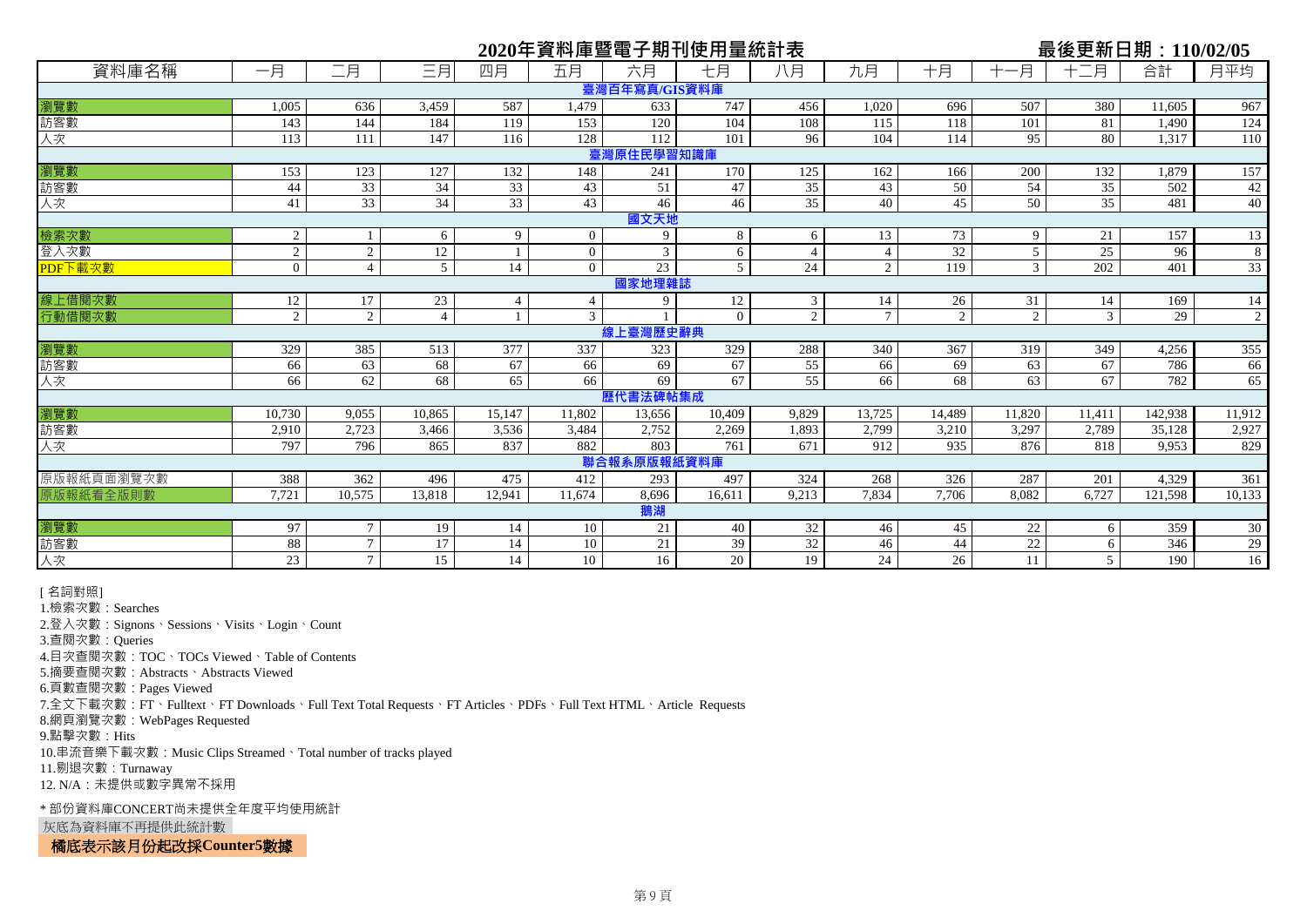# 2020年資料庫暨電子期刊使用量統計表

最後更新日期：110/02/05

| 資料庫名稱 | 一月 | 二月 | 三月 | 四月 | 五月 | 六月 | 七月 | 八月 | 九月 | 十月 | 十一月 | 十二月 | 合計 | 月平均 |
|---|---|---|---|---|---|---|---|---|---|---|---|---|---|---|
| **臺灣百年寫真/GIS資料庫** | | | | | | | | | | | | | | |
| 瀏覽數 | 1,005 | 636 | 3,459 | 587 | 1,479 | 633 | 747 | 456 | 1,020 | 696 | 507 | 380 | 11,605 | 967 |
| 訪客數 | 143 | 144 | 184 | 119 | 153 | 120 | 104 | 108 | 115 | 118 | 101 | 81 | 1,490 | 124 |
| 人次 | 113 | 111 | 147 | 116 | 128 | 112 | 101 | 96 | 104 | 114 | 95 | 80 | 1,317 | 110 |
| **臺灣原住民學習知識庫** | | | | | | | | | | | | | | |
| 瀏覽數 | 153 | 123 | 127 | 132 | 148 | 241 | 170 | 125 | 162 | 166 | 200 | 132 | 1,879 | 157 |
| 訪客數 | 44 | 33 | 34 | 33 | 43 | 51 | 47 | 35 | 43 | 50 | 54 | 35 | 502 | 42 |
| 人次 | 41 | 33 | 34 | 33 | 43 | 46 | 46 | 35 | 40 | 45 | 50 | 35 | 481 | 40 |
| **國文天地** | | | | | | | | | | | | | | |
| 檢索次數 | 2 | 1 | 6 | 9 | 0 | 9 | 8 | 6 | 13 | 73 | 9 | 21 | 157 | 13 |
| 登入次數 | 2 | 2 | 12 | 1 | 0 | 3 | 6 | 4 | 4 | 32 | 5 | 25 | 96 | 8 |
| PDF下載次數 | 0 | 4 | 5 | 14 | 0 | 23 | 5 | 24 | 2 | 119 | 3 | 202 | 401 | 33 |
| **國家地理雜誌** | | | | | | | | | | | | | | |
| 線上借閱次數 | 12 | 17 | 23 | 4 | 4 | 9 | 12 | 3 | 14 | 26 | 31 | 14 | 169 | 14 |
| 行動借閱次數 | 2 | 2 | 4 | 1 | 3 | 1 | 0 | 2 | 7 | 2 | 2 | 3 | 29 | 2 |
| **線上臺灣歷史辭典** | | | | | | | | | | | | | | |
| 瀏覽數 | 329 | 385 | 513 | 377 | 337 | 323 | 329 | 288 | 340 | 367 | 319 | 349 | 4,256 | 355 |
| 訪客數 | 66 | 63 | 68 | 67 | 66 | 69 | 67 | 55 | 66 | 69 | 63 | 67 | 786 | 66 |
| 人次 | 66 | 62 | 68 | 65 | 66 | 69 | 67 | 55 | 66 | 68 | 63 | 67 | 782 | 65 |
| **歷代書法碑帖集成** | | | | | | | | | | | | | | |
| 瀏覽數 | 10,730 | 9,055 | 10,865 | 15,147 | 11,802 | 13,656 | 10,409 | 9,829 | 13,725 | 14,489 | 11,820 | 11,411 | 142,938 | 11,912 |
| 訪客數 | 2,910 | 2,723 | 3,466 | 3,536 | 3,484 | 2,752 | 2,269 | 1,893 | 2,799 | 3,210 | 3,297 | 2,789 | 35,128 | 2,927 |
| 人次 | 797 | 796 | 865 | 837 | 882 | 803 | 761 | 671 | 912 | 935 | 876 | 818 | 9,953 | 829 |
| **聯合報系原版報紙資料庫** | | | | | | | | | | | | | | |
| 原版報紙頁面瀏覽次數 | 388 | 362 | 496 | 475 | 412 | 293 | 497 | 324 | 268 | 326 | 287 | 201 | 4,329 | 361 |
| 原版報紙看全版則數 | 7,721 | 10,575 | 13,818 | 12,941 | 11,674 | 8,696 | 16,611 | 9,213 | 7,834 | 7,706 | 8,082 | 6,727 | 121,598 | 10,133 |
| **鵝湖** | | | | | | | | | | | | | | |
| 瀏覽數 | 97 | 7 | 19 | 14 | 10 | 21 | 40 | 32 | 46 | 45 | 22 | 6 | 359 | 30 |
| 訪客數 | 88 | 7 | 17 | 14 | 10 | 21 | 39 | 32 | 46 | 44 | 22 | 6 | 346 | 29 |
| 人次 | 23 | 7 | 15 | 14 | 10 | 16 | 20 | 19 | 24 | 26 | 11 | 5 | 190 | 16 |

[名詞對照]

1.檢索次數：Searches
2.登入次數：Signons、Sessions、Visits、Login、Count
3.查閱次數：Queries
4.目次查閱次數：TOC、TOCs Viewed、Table of Contents
5.摘要查閱次數：Abstracts、Abstracts Viewed
6.頁數查閱次數：Pages Viewed
7.全文下載次數：FT、Fulltext、FT Downloads、Full Text Total Requests、FT Articles、PDFs、Full Text HTML、Article Requests
8.網頁瀏覽次數：WebPages Requested
9.點擊次數：Hits
10.串流音樂下載次數：Music Clips Streamed、Total number of tracks played
11.剔退次數：Turnaway
12. N/A：未提供或數字異常不採用

* 部份資料庫CONCERT尚未提供全年度平均使用統計

灰底為資料庫不再提供此統計數

**橘底表示該月份起改採Counter5數據**